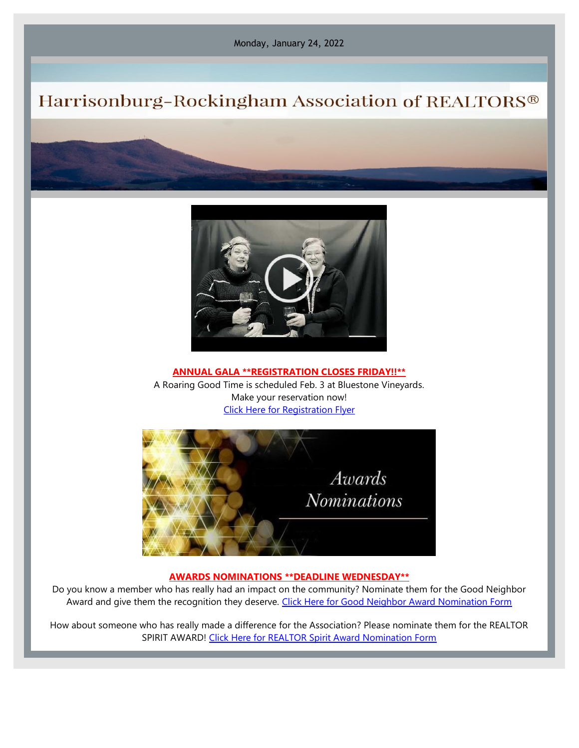Monday, January 24, 2022

# Harrisonburg-Rockingham Association of REALTORS®

**ANNUAL GALA **REGISTRATION CLOSES FRIDAY!!****

A Roaring Good Time is scheduled Feb. 3 at Bluestone Vineyards.
Make your reservation now!
Click Here for Registration Flyer

Awards Nominations

**AWARDS NOMINATIONS **DEADLINE WEDNESDAY****

Do you know a member who has really had an impact on the community? Nominate them for the Good Neighbor Award and give them the recognition they deserve. Click Here for Good Neighbor Award Nomination Form

How about someone who has really made a difference for the Association? Please nominate them for the REALTOR SPIRIT AWARD! Click Here for REALTOR Spirit Award Nomination Form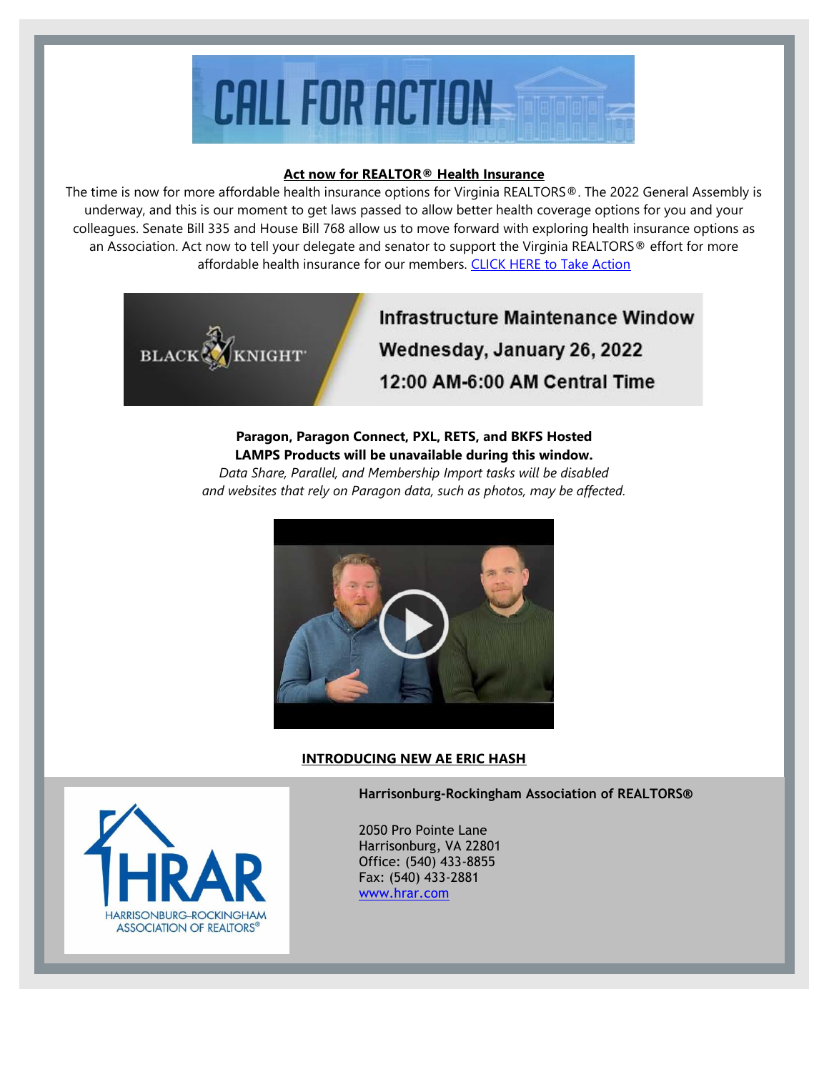CALL FOR ACTION

**Act now for REALTOR® Health Insurance**

The time is now for more affordable health insurance options for Virginia REALTORS®. The 2022 General Assembly is underway, and this is our moment to get laws passed to allow better health coverage options for you and your colleagues. Senate Bill 335 and House Bill 768 allow us to move forward with exploring health insurance options as an Association. Act now to tell your delegate and senator to support the Virginia REALTORS® effort for more affordable health insurance for our members. CLICK HERE to Take Action

BLACK KNIGHT

Infrastructure Maintenance Window

Wednesday, January 26, 2022

12:00 AM-6:00 AM Central Time

**Paragon, Paragon Connect, PXL, RETS, and BKFS Hosted LAMPS Products will be unavailable during this window.**

*Data Share, Parallel, and Membership Import tasks will be disabled and websites that rely on Paragon data, such as photos, may be affected.*

**INTRODUCING NEW AE ERIC HASH**

HRAR
HARRISONBURG-ROCKINGHAM ASSOCIATION OF REALTORS®

**Harrisonburg-Rockingham Association of REALTORS®**

2050 Pro Pointe Lane
Harrisonburg, VA 22801
Office: (540) 433-8855
Fax: (540) 433-2881
www.hrar.com